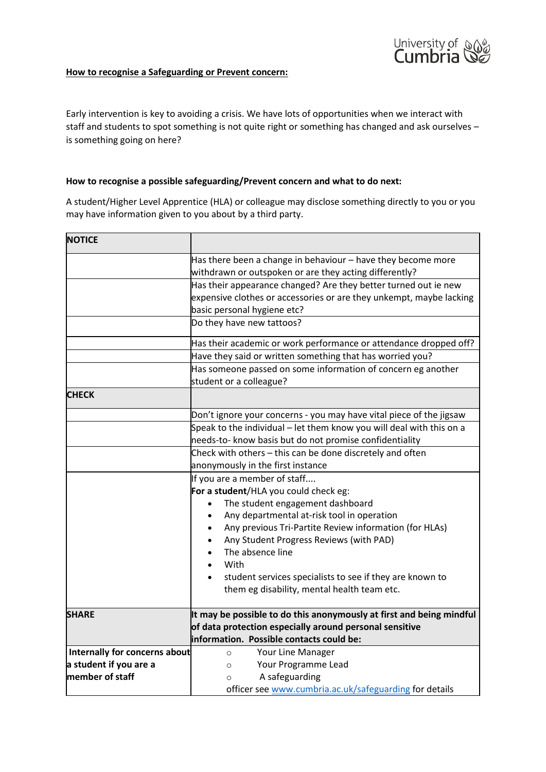**How to recognise a Safeguarding or Prevent concern:**

Early intervention is key to avoiding a crisis. We have lots of opportunities when we interact with staff and students to spot something is not quite right or something has changed and ask ourselves – is something going on here?

**How to recognise a possible safeguarding/Prevent concern and what to do next:**

A student/Higher Level Apprentice (HLA) or colleague may disclose something directly to you or you may have information given to you about by a third party.

| **NOTICE** | |
|---|---|
| | Has there been a change in behaviour – have they become more withdrawn or outspoken or are they acting differently? |
| | Has their appearance changed? Are they better turned out ie new expensive clothes or accessories or are they unkempt, maybe lacking basic personal hygiene etc? |
| | Do they have new tattoos? |
| | Has their academic or work performance or attendance dropped off? |
| | Have they said or written something that has worried you? |
| | Has someone passed on some information of concern eg another student or a colleague? |
| **CHECK** | |
| | Don't ignore your concerns - you may have vital piece of the jigsaw |
| | Speak to the individual – let them know you will deal with this on a needs-to- know basis but do not promise confidentiality |
| | Check with others – this can be done discretely and often anonymously in the first instance |
| | If you are a member of staff.... **For a student**/HLA you could check eg: • The student engagement dashboard • Any departmental at-risk tool in operation • Any previous Tri-Partite Review information (for HLAs) • Any Student Progress Reviews (with PAD) • The absence line • With • student services specialists to see if they are known to them eg disability, mental health team etc. |
| **SHARE** | **It may be possible to do this anonymously at first and being mindful of data protection especially around personal sensitive information. Possible contacts could be:** |
| **Internally for concerns about a student if you are a member of staff** | ○ Your Line Manager ○ Your Programme Lead ○ A safeguarding officer see www.cumbria.ac.uk/safeguarding for details |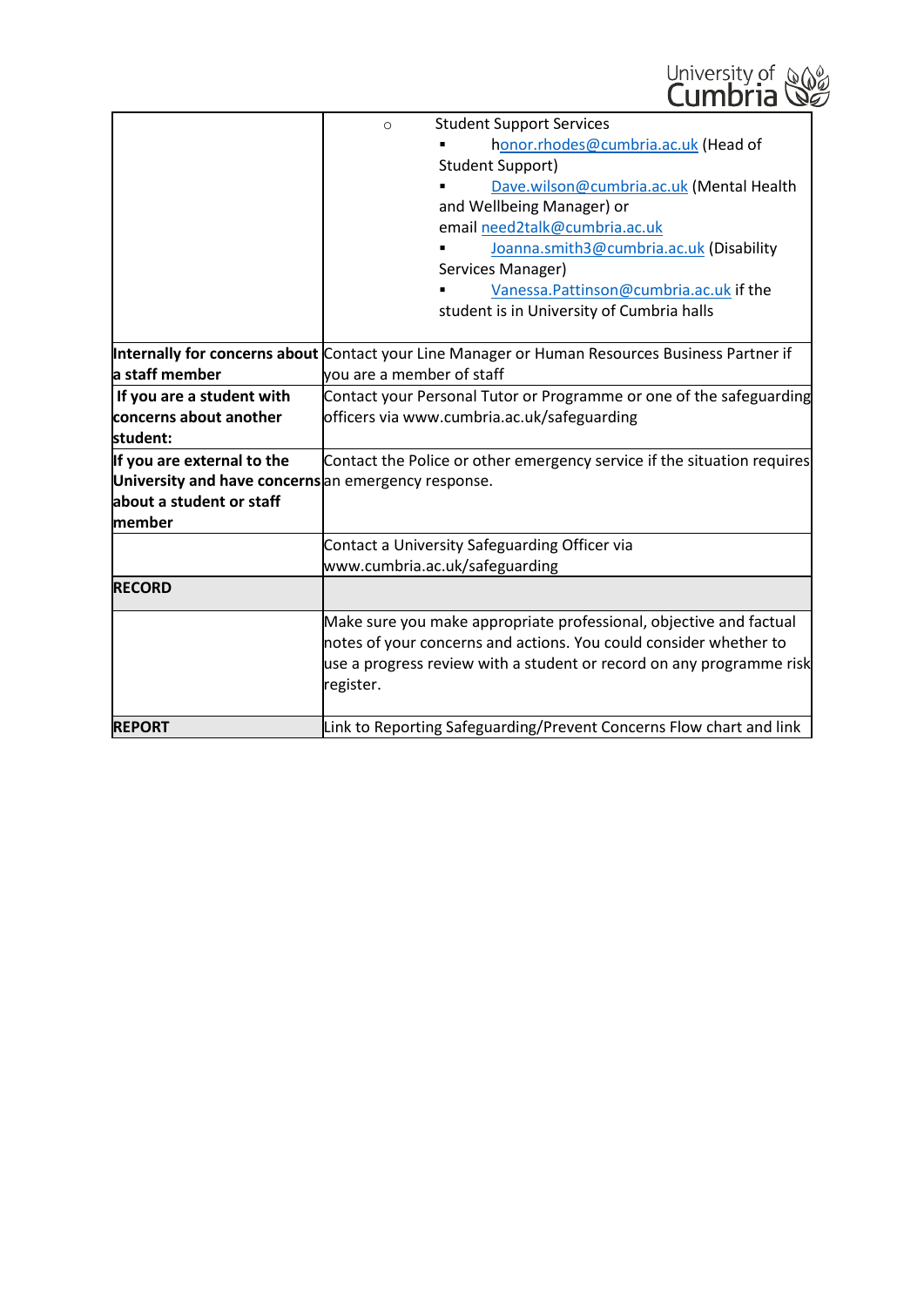| | |
|---|---|
| | ◦ Student Support Services<br>▪ honor.rhodes@cumbria.ac.uk (Head of Student Support)<br>▪ Dave.wilson@cumbria.ac.uk (Mental Health and Wellbeing Manager) or email need2talk@cumbria.ac.uk<br>▪ Joanna.smith3@cumbria.ac.uk (Disability Services Manager)<br>▪ Vanessa.Pattinson@cumbria.ac.uk if the student is in University of Cumbria halls |
| **Internally for concerns about a staff member** | Contact your Line Manager or Human Resources Business Partner if you are a member of staff |
| **If you are a student with concerns about another student:** | Contact your Personal Tutor or Programme or one of the safeguarding officers via www.cumbria.ac.uk/safeguarding |
| **If you are external to the University and have concerns about a student or staff member** | Contact the Police or other emergency service if the situation requires an emergency response. |
| | Contact a University Safeguarding Officer via www.cumbria.ac.uk/safeguarding |
| **RECORD** | |
| | Make sure you make appropriate professional, objective and factual notes of your concerns and actions. You could consider whether to use a progress review with a student or record on any programme risk register. |
| **REPORT** | Link to Reporting Safeguarding/Prevent Concerns Flow chart and link |